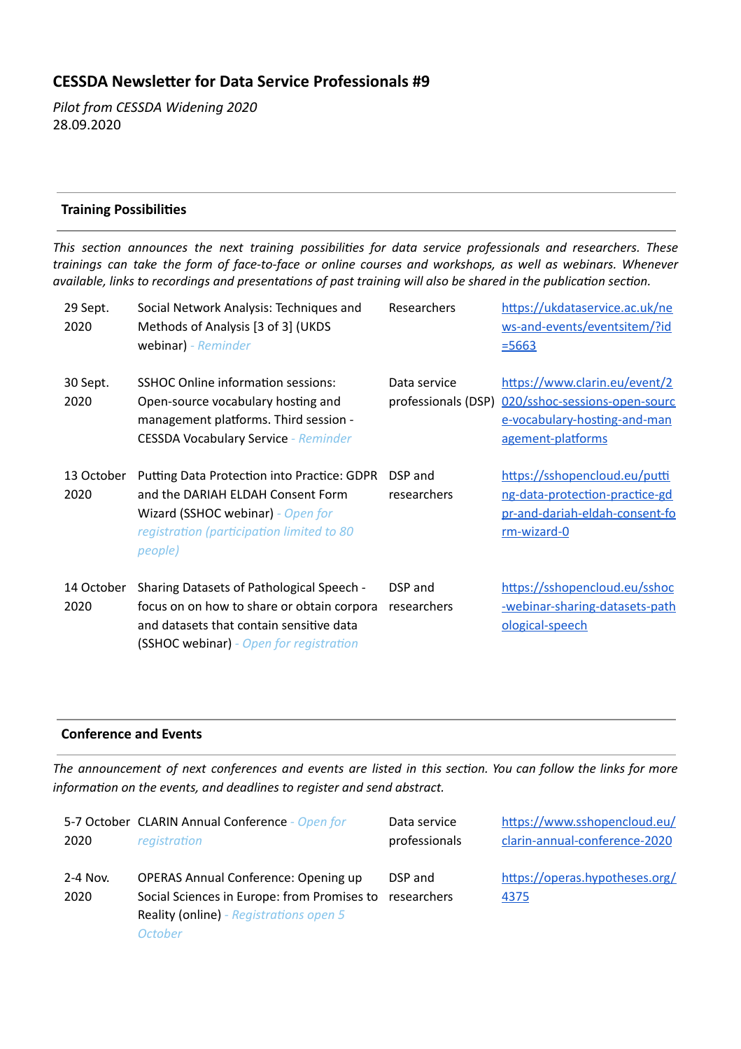# CESSDA Newsletter for Data Service Professionals #9

*Pilot from CESSDA Widening 2020*
28.09.2020

## Training Possibilities

*This section announces the next training possibilities for data service professionals and researchers. These trainings can take the form of face-to-face or online courses and workshops, as well as webinars. Whenever available, links to recordings and presentations of past training will also be shared in the publication section.*

| Date | Event | Audience | Link |
|---|---|---|---|
| 29 Sept. 2020 | Social Network Analysis: Techniques and Methods of Analysis [3 of 3] (UKDS webinar) *- Reminder* | Researchers | https://ukdataservice.ac.uk/news-and-events/eventsitem/?id=5663 |
| 30 Sept. 2020 | SSHOC Online information sessions: Open-source vocabulary hosting and management platforms. Third session - CESSDA Vocabulary Service *- Reminder* | Data service professionals (DSP) | https://www.clarin.eu/event/2020/sshoc-sessions-open-source-vocabulary-hosting-and-management-platforms |
| 13 October 2020 | Putting Data Protection into Practice: GDPR and the DARIAH ELDAH Consent Form Wizard (SSHOC webinar) *- Open for registration (participation limited to 80 people)* | DSP and researchers | https://sshopencloud.eu/putting-data-protection-practice-gdpr-and-dariah-eldah-consent-form-wizard-0 |
| 14 October 2020 | Sharing Datasets of Pathological Speech - focus on on how to share or obtain corpora and datasets that contain sensitive data (SSHOC webinar) *- Open for registration* | DSP and researchers | https://sshopencloud.eu/sshoc-webinar-sharing-datasets-pathological-speech |

## Conference and Events

*The announcement of next conferences and events are listed in this section. You can follow the links for more information on the events, and deadlines to register and send abstract.*

| Date | Event | Audience | Link |
|---|---|---|---|
| 5-7 October 2020 | CLARIN Annual Conference *- Open for registration* | Data service professionals | https://www.sshopencloud.eu/clarin-annual-conference-2020 |
| 2-4 Nov. 2020 | OPERAS Annual Conference: Opening up Social Sciences in Europe: from Promises to Reality (online) *- Registrations open 5 October* | DSP and researchers | https://operas.hypotheses.org/4375 |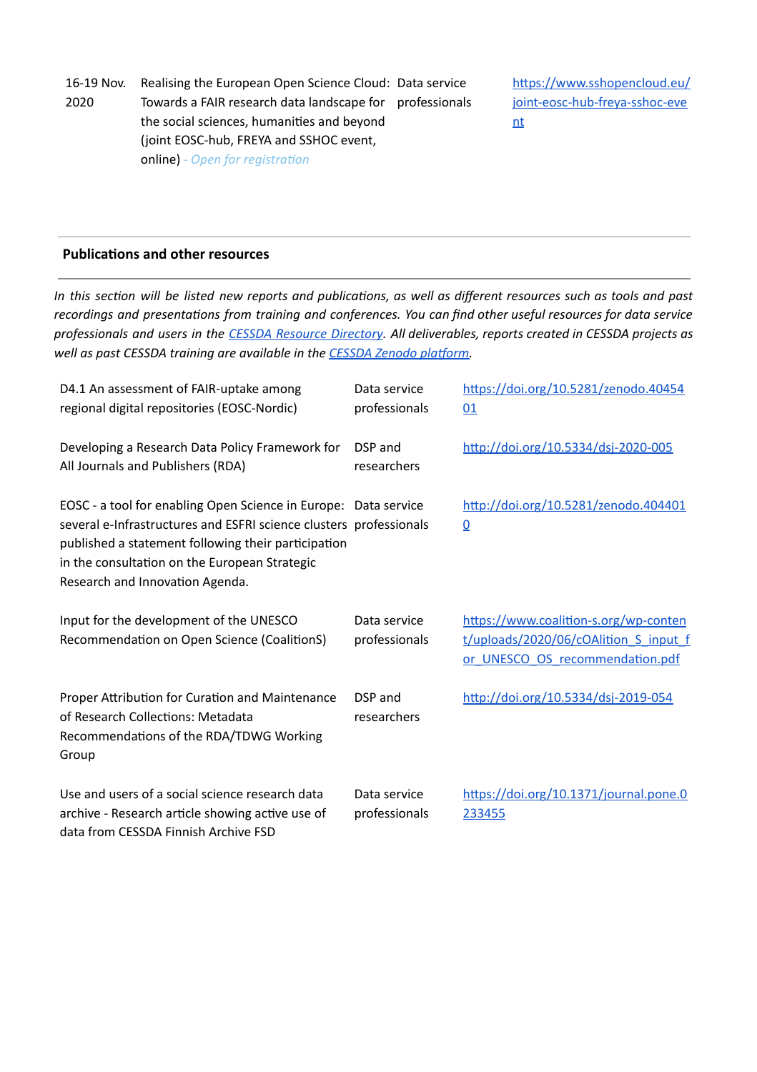| 16-19 Nov. 2020 | Realising the European Open Science Cloud: Towards a FAIR research data landscape for the social sciences, humanities and beyond (joint EOSC-hub, FREYA and SSHOC event, online) *- Open for registration* | Data service professionals | https://www.sshopencloud.eu/joint-eosc-hub-freya-sshoc-event |
|---|---|---|---|

## Publications and other resources

*In this section will be listed new reports and publications, as well as different resources such as tools and past recordings and presentations from training and conferences. You can find other useful resources for data service professionals and users in the [CESSDA Resource Directory](). All deliverables, reports created in CESSDA projects as well as past CESSDA training are available in the [CESSDA Zenodo platform]().*

| Title | Audience | Link |
|---|---|---|
| D4.1 An assessment of FAIR-uptake among regional digital repositories (EOSC-Nordic) | Data service professionals | https://doi.org/10.5281/zenodo.4045401 |
| Developing a Research Data Policy Framework for All Journals and Publishers (RDA) | DSP and researchers | http://doi.org/10.5334/dsj-2020-005 |
| EOSC - a tool for enabling Open Science in Europe: several e-Infrastructures and ESFRI science clusters published a statement following their participation in the consultation on the European Strategic Research and Innovation Agenda. | Data service professionals | http://doi.org/10.5281/zenodo.4044010 |
| Input for the development of the UNESCO Recommendation on Open Science (CoalitionS) | Data service professionals | https://www.coalition-s.org/wp-content/uploads/2020/06/cOAlition_S_input_for_UNESCO_OS_recommendation.pdf |
| Proper Attribution for Curation and Maintenance of Research Collections: Metadata Recommendations of the RDA/TDWG Working Group | DSP and researchers | http://doi.org/10.5334/dsj-2019-054 |
| Use and users of a social science research data archive - Research article showing active use of data from CESSDA Finnish Archive FSD | Data service professionals | https://doi.org/10.1371/journal.pone.0233455 |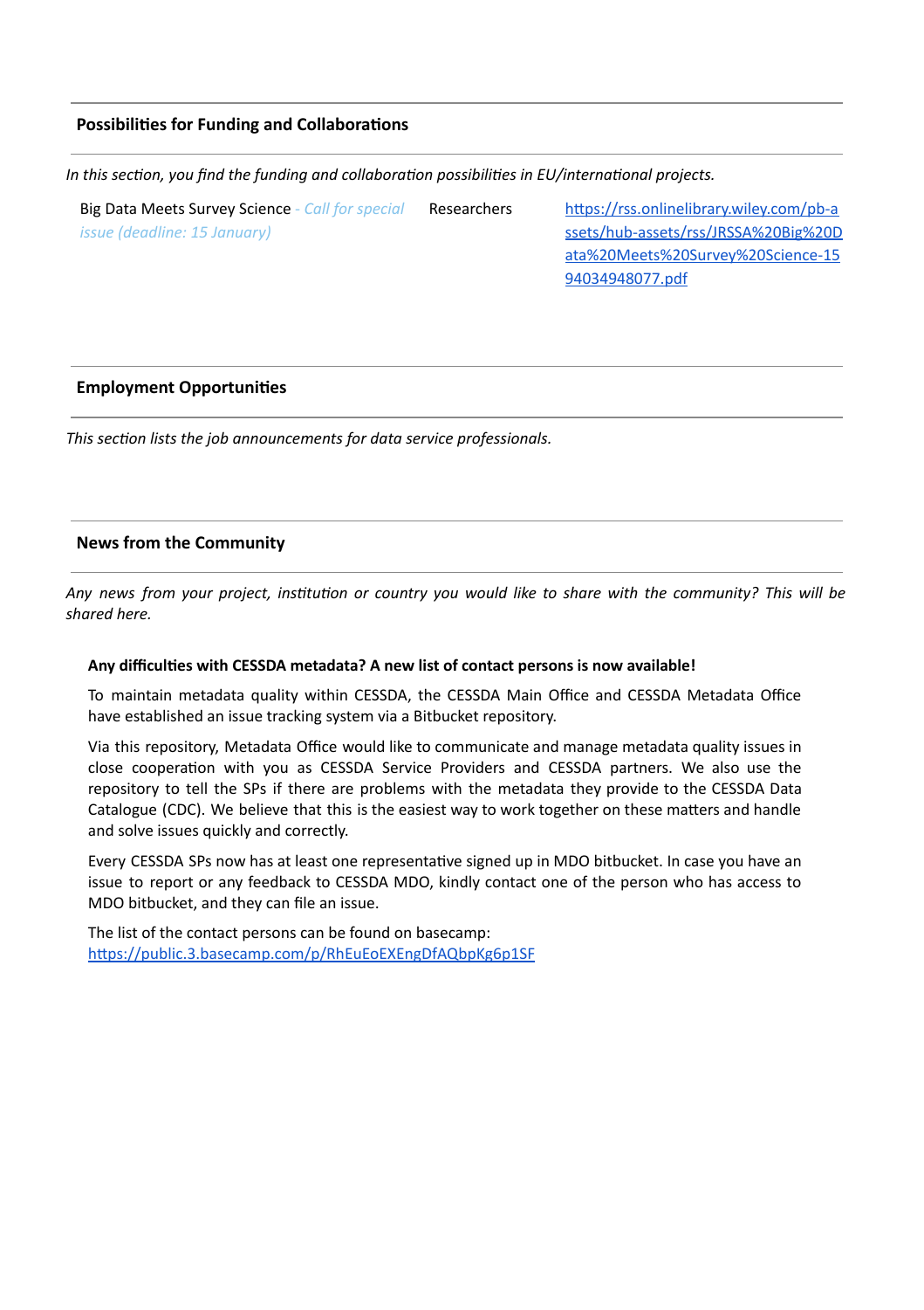## Possibilities for Funding and Collaborations

*In this section, you find the funding and collaboration possibilities in EU/international projects.*

| | | |
|---|---|---|
| Big Data Meets Survey Science *- Call for special issue (deadline: 15 January)* | Researchers | https://rss.onlinelibrary.wiley.com/pb-assets/hub-assets/rss/JRSSA%20Big%20Data%20Meets%20Survey%20Science-1594034948077.pdf |

## Employment Opportunities

*This section lists the job announcements for data service professionals.*

## News from the Community

*Any news from your project, institution or country you would like to share with the community? This will be shared here.*

**Any difficulties with CESSDA metadata? A new list of contact persons is now available!**

To maintain metadata quality within CESSDA, the CESSDA Main Office and CESSDA Metadata Office have established an issue tracking system via a Bitbucket repository.

Via this repository, Metadata Office would like to communicate and manage metadata quality issues in close cooperation with you as CESSDA Service Providers and CESSDA partners. We also use the repository to tell the SPs if there are problems with the metadata they provide to the CESSDA Data Catalogue (CDC). We believe that this is the easiest way to work together on these matters and handle and solve issues quickly and correctly.

Every CESSDA SPs now has at least one representative signed up in MDO bitbucket. In case you have an issue to report or any feedback to CESSDA MDO, kindly contact one of the person who has access to MDO bitbucket, and they can file an issue.

The list of the contact persons can be found on basecamp:
https://public.3.basecamp.com/p/RhEuEoEXEngDfAQbpKg6p1SF